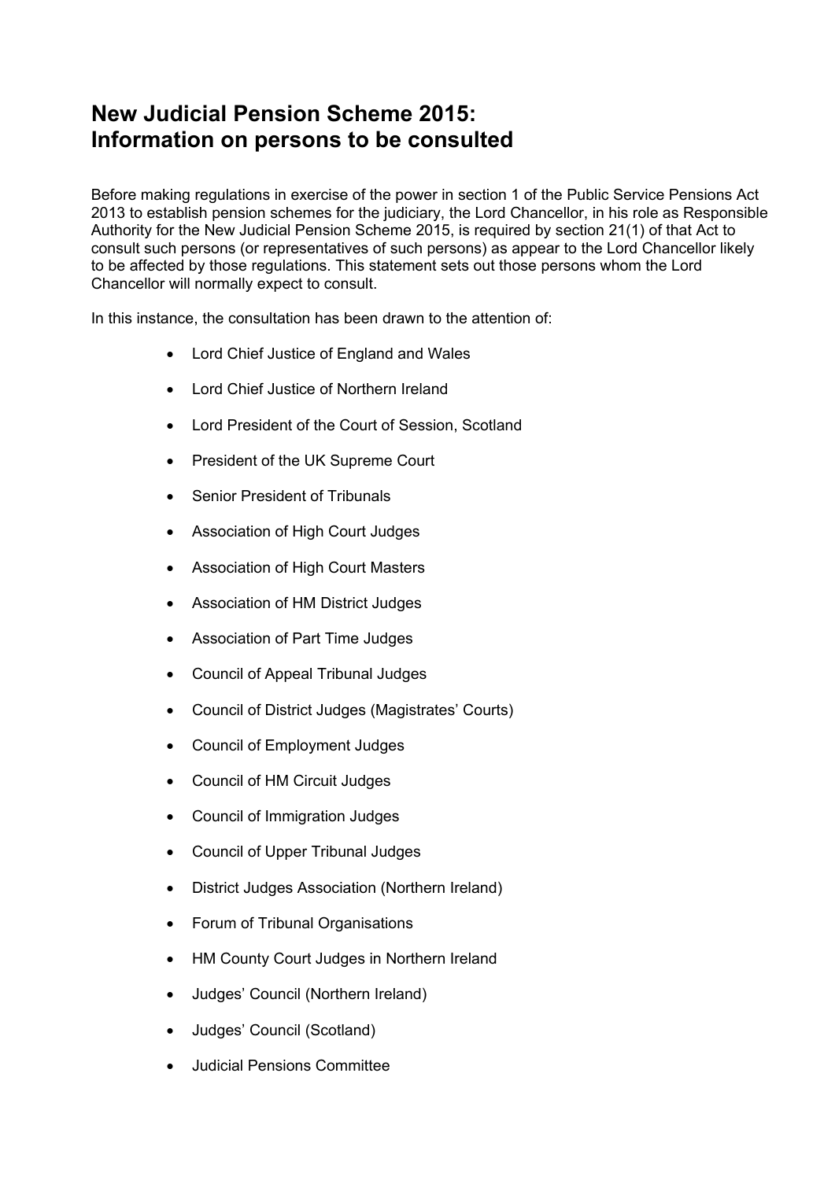# New Judicial Pension Scheme 2015: Information on persons to be consulted

Before making regulations in exercise of the power in section 1 of the Public Service Pensions Act 2013 to establish pension schemes for the judiciary, the Lord Chancellor, in his role as Responsible Authority for the New Judicial Pension Scheme 2015, is required by section 21(1) of that Act to consult such persons (or representatives of such persons) as appear to the Lord Chancellor likely to be affected by those regulations. This statement sets out those persons whom the Lord Chancellor will normally expect to consult.

In this instance, the consultation has been drawn to the attention of:

- Lord Chief Justice of England and Wales
- Lord Chief Justice of Northern Ireland
- Lord President of the Court of Session, Scotland
- President of the UK Supreme Court
- Senior President of Tribunals
- Association of High Court Judges
- Association of High Court Masters
- Association of HM District Judges
- Association of Part Time Judges
- Council of Appeal Tribunal Judges
- Council of District Judges (Magistrates' Courts)
- Council of Employment Judges
- Council of HM Circuit Judges
- Council of Immigration Judges
- Council of Upper Tribunal Judges
- District Judges Association (Northern Ireland)
- Forum of Tribunal Organisations
- HM County Court Judges in Northern Ireland
- Judges' Council (Northern Ireland)
- Judges' Council (Scotland)
- Judicial Pensions Committee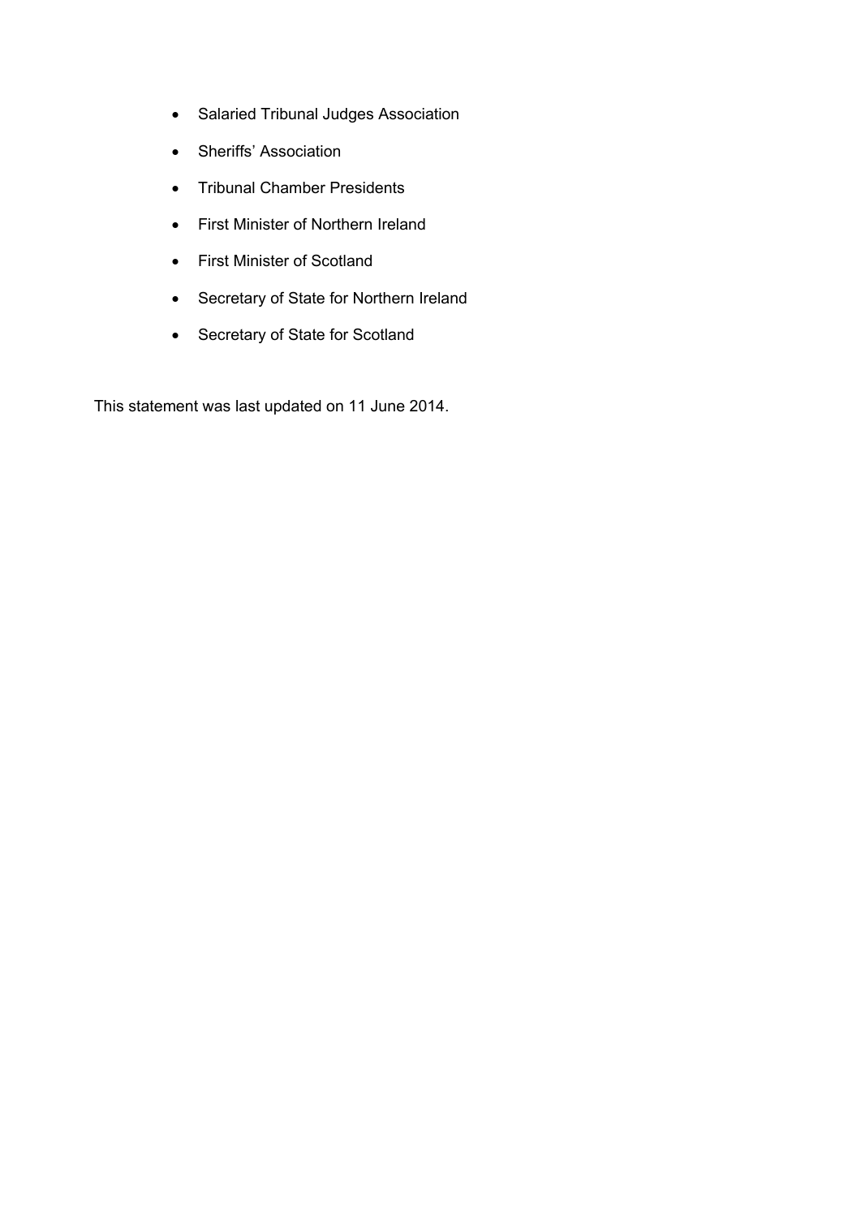- Salaried Tribunal Judges Association
- Sheriffs' Association
- Tribunal Chamber Presidents
- First Minister of Northern Ireland
- First Minister of Scotland
- Secretary of State for Northern Ireland
- Secretary of State for Scotland

This statement was last updated on 11 June 2014.